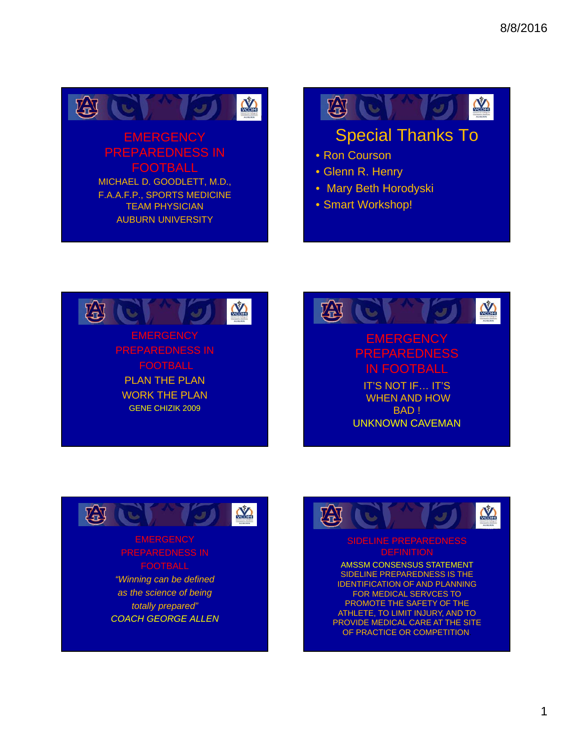## EMERGENCY PREPAREDNESS IN FOOTBALL

MICHAEL D. GOODLETT, M.D., F.A.A.F.P., SPORTS MEDICINE

TEAM PHYSICIAN

AUBURN UNIVERSITY

## Special Thanks To

- Ron Courson
- Glenn R. Henry
- Mary Beth Horodyski
- Smart Workshop!

## EMERGENCY PREPAREDNESS IN FOOTBALL

PLAN THE PLAN

WORK THE PLAN

GENE CHIZIK 2009

## EMERGENCY PREPAREDNESS IN FOOTBALL

IT'S NOT IF… IT'S WHEN AND HOW BAD !

UNKNOWN CAVEMAN

## EMERGENCY PREPAREDNESS IN FOOTBALL

*"Winning can be defined as the science of being totally prepared"*

*COACH GEORGE ALLEN*

## SIDELINE PREPAREDNESS DEFINITION

AMSSM CONSENSUS STATEMENT SIDELINE PREPAREDNESS IS THE IDENTIFICATION OF AND PLANNING FOR MEDICAL SERVCES TO PROMOTE THE SAFETY OF THE ATHLETE, TO LIMIT INJURY, AND TO PROVIDE MEDICAL CARE AT THE SITE OF PRACTICE OR COMPETITION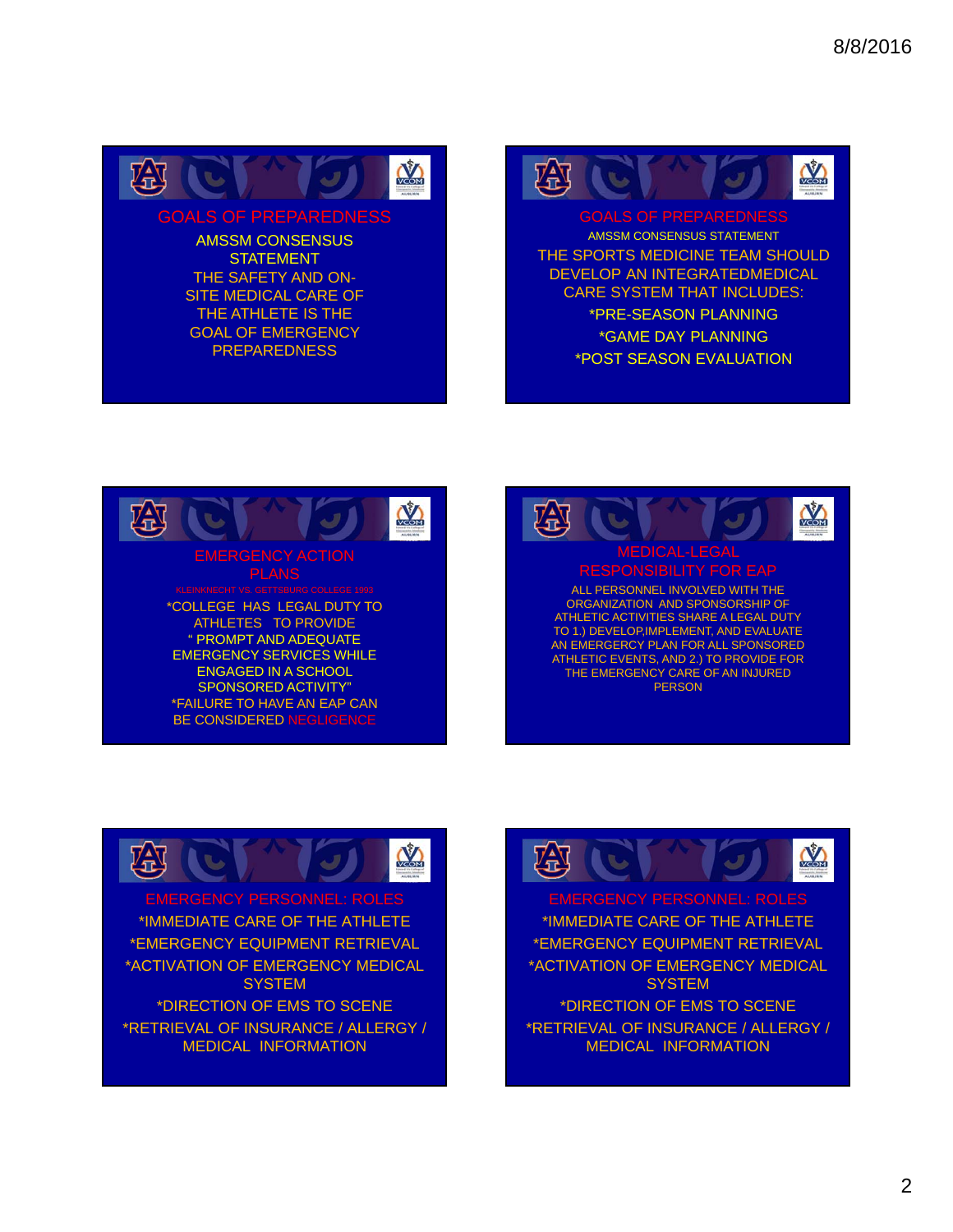## GOALS OF PREPAREDNESS

AMSSM CONSENSUS STATEMENT

THE SAFETY AND ON-SITE MEDICAL CARE OF THE ATHLETE IS THE GOAL OF EMERGENCY PREPAREDNESS

## GOALS OF PREPAREDNESS

AMSSM CONSENSUS STATEMENT

THE SPORTS MEDICINE TEAM SHOULD DEVELOP AN INTEGRATEDMEDICAL CARE SYSTEM THAT INCLUDES:

*PRE-SEASON PLANNING

*GAME DAY PLANNING

*POST SEASON EVALUATION

## EMERGENCY ACTION PLANS

KLEINKNECHT VS. GETTSBURG COLLEGE 1993

*COLLEGE HAS LEGAL DUTY TO ATHLETES TO PROVIDE " PROMPT AND ADEQUATE EMERGENCY SERVICES WHILE ENGAGED IN A SCHOOL SPONSORED ACTIVITY"

*FAILURE TO HAVE AN EAP CAN BE CONSIDERED NEGLIGENCE

## MEDICAL-LEGAL RESPONSIBILITY FOR EAP

ALL PERSONNEL INVOLVED WITH THE ORGANIZATION AND SPONSORSHIP OF ATHLETIC ACTIVITIES SHARE A LEGAL DUTY TO 1.) DEVELOP,IMPLEMENT, AND EVALUATE AN EMERGERCY PLAN FOR ALL SPONSORED ATHLETIC EVENTS, AND 2.) TO PROVIDE FOR THE EMERGENCY CARE OF AN INJURED PERSON

## EMERGENCY PERSONNEL: ROLES

*IMMEDIATE CARE OF THE ATHLETE

*EMERGENCY EQUIPMENT RETRIEVAL

*ACTIVATION OF EMERGENCY MEDICAL SYSTEM

*DIRECTION OF EMS TO SCENE

*RETRIEVAL OF INSURANCE / ALLERGY / MEDICAL INFORMATION

## EMERGENCY PERSONNEL: ROLES

*IMMEDIATE CARE OF THE ATHLETE

*EMERGENCY EQUIPMENT RETRIEVAL

*ACTIVATION OF EMERGENCY MEDICAL SYSTEM

*DIRECTION OF EMS TO SCENE

*RETRIEVAL OF INSURANCE / ALLERGY / MEDICAL INFORMATION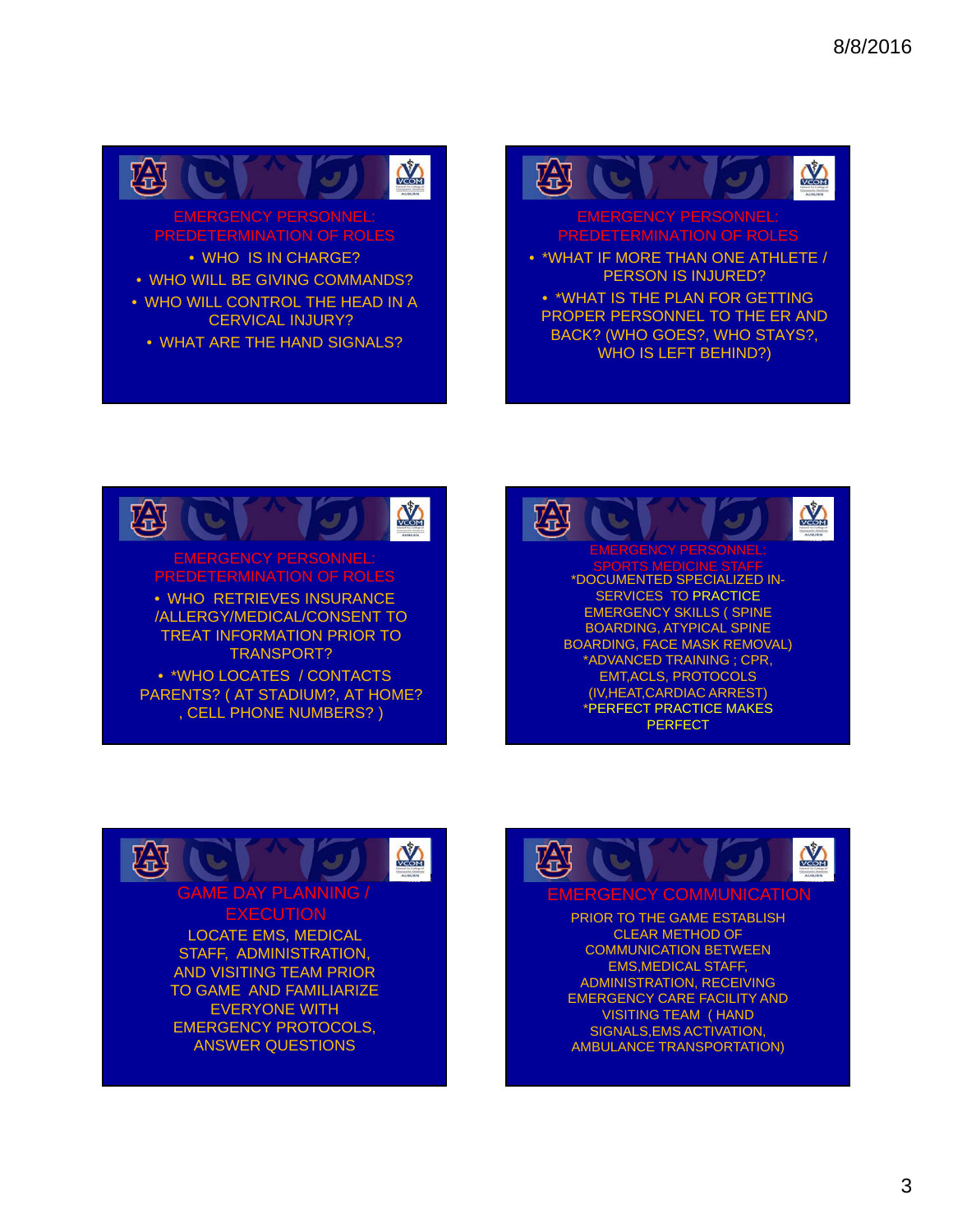## EMERGENCY PERSONNEL: PREDETERMINATION OF ROLES

- WHO IS IN CHARGE?
- WHO WILL BE GIVING COMMANDS?
- WHO WILL CONTROL THE HEAD IN A CERVICAL INJURY?
- WHAT ARE THE HAND SIGNALS?

## EMERGENCY PERSONNEL: PREDETERMINATION OF ROLES

- *WHAT IF MORE THAN ONE ATHLETE / PERSON IS INJURED?
- *WHAT IS THE PLAN FOR GETTING PROPER PERSONNEL TO THE ER AND BACK? (WHO GOES?, WHO STAYS?, WHO IS LEFT BEHIND?)

## EMERGENCY PERSONNEL: PREDETERMINATION OF ROLES

- WHO RETRIEVES INSURANCE /ALLERGY/MEDICAL/CONSENT TO TREAT INFORMATION PRIOR TO TRANSPORT?
- *WHO LOCATES / CONTACTS PARENTS? ( AT STADIUM?, AT HOME? , CELL PHONE NUMBERS? )

## EMERGENCY PERSONNEL: SPORTS MEDICINE STAFF

*DOCUMENTED SPECIALIZED IN-SERVICES TO PRACTICE EMERGENCY SKILLS ( SPINE BOARDING, ATYPICAL SPINE BOARDING, FACE MASK REMOVAL)

*ADVANCED TRAINING ; CPR, EMT,ACLS, PROTOCOLS (IV,HEAT,CARDIAC ARREST)

*PERFECT PRACTICE MAKES PERFECT

## GAME DAY PLANNING / EXECUTION

LOCATE EMS, MEDICAL STAFF, ADMINISTRATION, AND VISITING TEAM PRIOR TO GAME AND FAMILIARIZE EVERYONE WITH EMERGENCY PROTOCOLS, ANSWER QUESTIONS

## EMERGENCY COMMUNICATION

PRIOR TO THE GAME ESTABLISH CLEAR METHOD OF COMMUNICATION BETWEEN EMS,MEDICAL STAFF, ADMINISTRATION, RECEIVING EMERGENCY CARE FACILITY AND VISITING TEAM ( HAND SIGNALS,EMS ACTIVATION, AMBULANCE TRANSPORTATION)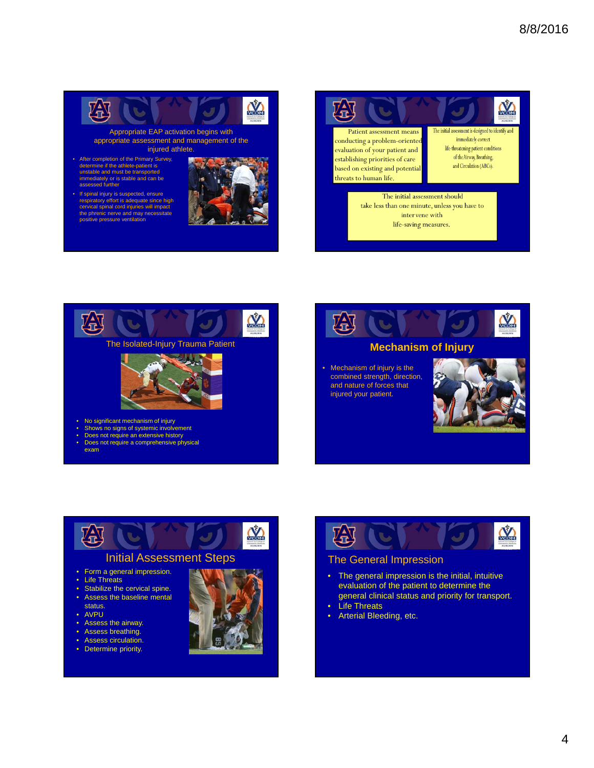## Appropriate EAP activation begins with appropriate assessment and management of the injured athlete.

- After completion of the Primary Survey, determine if the athlete-patient is unstable and must be transported immediately or is stable and can be assessed further
- If spinal injury is suspected, ensure respiratory effort is adequate since high cervical spinal cord injuries will impact the phrenic nerve and may necessitate positive pressure ventilation

---

Patient assessment means conducting a problem-oriented evaluation of your patient and establishing priorities of care based on existing and potential threats to human life.

The initial assessment is designed to identify and immediately correct life-threatening patient conditions of the Airway, Breathing, and Circulation (ABCs).

The initial assessment should take less than one minute, unless you have to intervene with life-saving measures.

---

## The Isolated-Injury Trauma Patient

- No significant mechanism of injury
- Shows no signs of systemic involvement
- Does not require an extensive history
- Does not require a comprehensive physical exam

---

## Mechanism of Injury

- Mechanism of injury is the combined strength, direction, and nature of forces that injured your patient.

---

## Initial Assessment Steps

- Form a general impression.
- Life Threats
- Stabilize the cervical spine.
- Assess the baseline mental status.
- AVPU
- Assess the airway.
- Assess breathing.
- Assess circulation.
- Determine priority.

---

## The General Impression

- The general impression is the initial, intuitive evaluation of the patient to determine the general clinical status and priority for transport.
- Life Threats
- Arterial Bleeding, etc.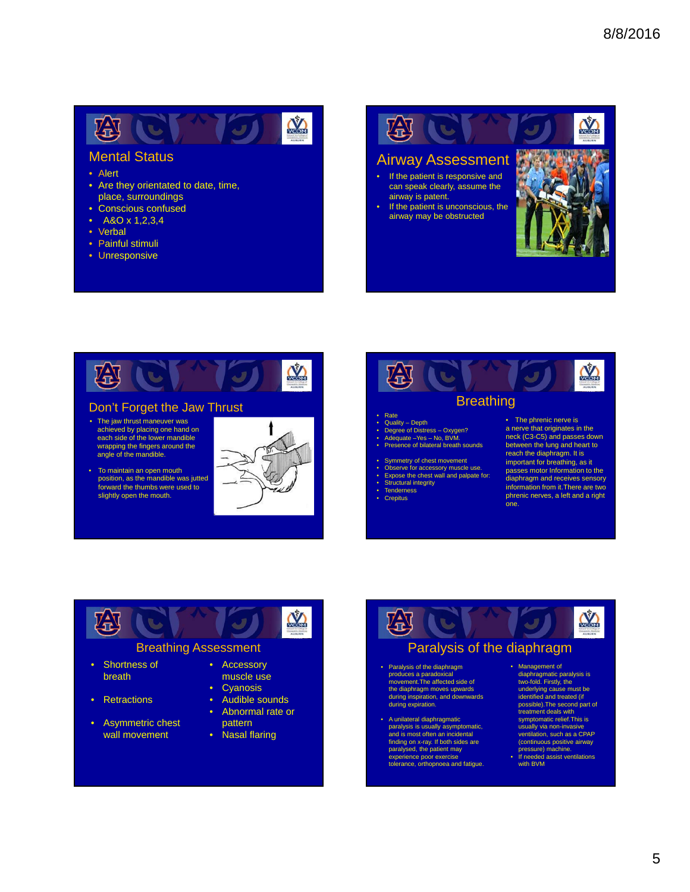## Mental Status

- Alert
- Are they orientated to date, time, place, surroundings
- Conscious confused
- A&O x 1,2,3,4
- Verbal
- Painful stimuli
- Unresponsive

## Airway Assessment

- If the patient is responsive and can speak clearly, assume the airway is patent.
- If the patient is unconscious, the airway may be obstructed

## Don't Forget the Jaw Thrust

- The jaw thrust maneuver was achieved by placing one hand on each side of the lower mandible wrapping the fingers around the angle of the mandible.
- To maintain an open mouth position, as the mandible was jutted forward the thumbs were used to slightly open the mouth.

## Breathing

- Rate
- Quality – Depth
- Degree of Distress – Oxygen?
- Adequate –Yes – No, BVM.
- Presence of bilateral breath sounds
- Symmetry of chest movement
- Observe for accessory muscle use.
- Expose the chest wall and palpate for:
- Structural integrity
- Tenderness
- Crepitus

- The phrenic nerve is a nerve that originates in the neck (C3-C5) and passes down between the lung and heart to reach the diaphragm. It is important for breathing, as it passes motor Information to the diaphragm and receives sensory information from it.There are two phrenic nerves, a left and a right one.

## Breathing Assessment

- Shortness of breath
- Retractions
- Asymmetric chest wall movement
- Accessory muscle use
- Cyanosis
- Audible sounds
- Abnormal rate or pattern
- Nasal flaring

## Paralysis of the diaphragm

- Paralysis of the diaphragm produces a paradoxical movement.The affected side of the diaphragm moves upwards during inspiration, and downwards during expiration.
- A unilateral diaphragmatic paralysis is usually asymptomatic, and is most often an incidental finding on x-ray. If both sides are paralysed, the patient may experience poor exercise tolerance, orthopnoea and fatigue.
- Management of diaphragmatic paralysis is two-fold. Firstly, the underlying cause must be identified and treated (if possible).The second part of treatment deals with symptomatic relief.This is usually via non-invasive ventilation, such as a CPAP (continuous positive airway pressure) machine.
- If needed assist ventilations with BVM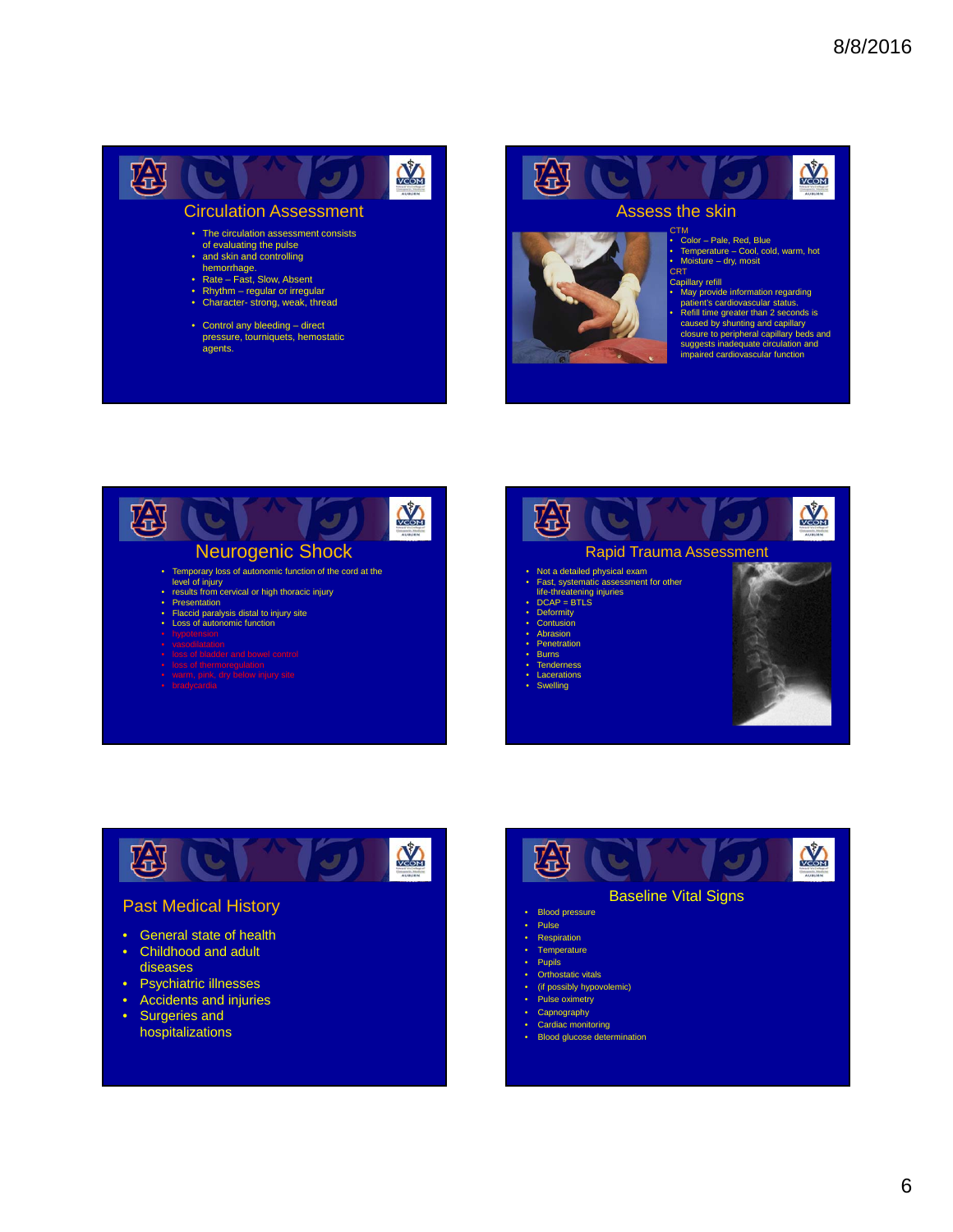## Circulation Assessment

- The circulation assessment consists of evaluating the pulse
- and skin and controlling hemorrhage.
- Rate – Fast, Slow, Absent
- Rhythm – regular or irregular
- Character- strong, weak, thread

- Control any bleeding – direct pressure, tourniquets, hemostatic agents.

## Assess the skin

CTM

- Color – Pale, Red, Blue
- Temperature – Cool, cold, warm, hot
- Moisture – dry, mosit

CRT

Capillary refill

- May provide information regarding patient's cardiovascular status.
- Refill time greater than 2 seconds is caused by shunting and capillary closure to peripheral capillary beds and suggests inadequate circulation and impaired cardiovascular function

## Neurogenic Shock

- Temporary loss of autonomic function of the cord at the level of injury
- results from cervical or high thoracic injury
- Presentation
- Flaccid paralysis distal to injury site
- Loss of autonomic function
- hypotension
- vasodilatation
- loss of bladder and bowel control
- loss of thermoregulation
- warm, pink, dry below injury site
- bradycardia

## Rapid Trauma Assessment

- Not a detailed physical exam
- Fast, systematic assessment for other life-threatening injuries
- DCAP = BTLS
- Deformity
- Contusion
- Abrasion
- Penetration
- Burns
- Tenderness
- Lacerations
- Swelling

## Past Medical History

- General state of health
- Childhood and adult diseases
- Psychiatric illnesses
- Accidents and injuries
- Surgeries and hospitalizations

## Baseline Vital Signs

- Blood pressure
- Pulse
- Respiration
- Temperature
- Pupils
- Orthostatic vitals
- (if possibly hypovolemic)
- Pulse oximetry
- Capnography
- Cardiac monitoring
- Blood glucose determination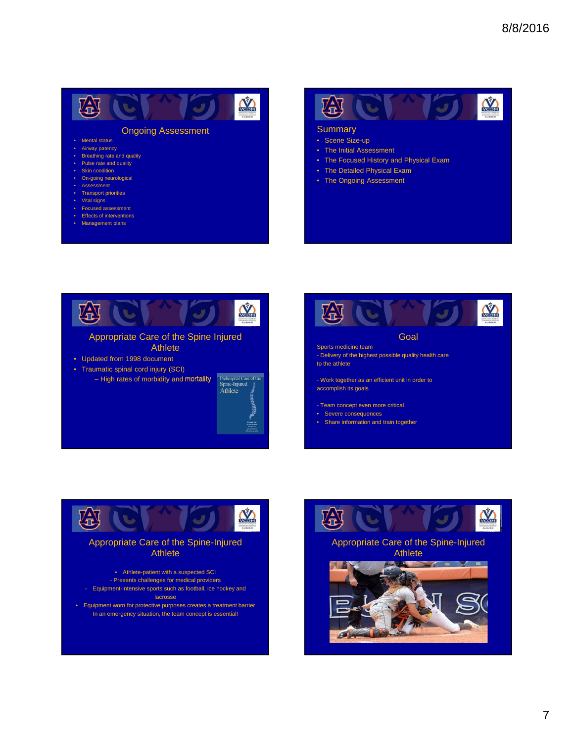## Ongoing Assessment

- Mental status
- Airway patency
- Breathing rate and quality
- Pulse rate and quality
- Skin condition
- On-going neurological
- Assessment
- Transport priorities
- Vital signs
- Focused assessment
- Effects of interventions
- Management plans

## Summary

- Scene Size-up
- The Initial Assessment
- The Focused History and Physical Exam
- The Detailed Physical Exam
- The Ongoing Assessment

## Appropriate Care of the Spine Injured Athlete

- Updated from 1998 document
- Traumatic spinal cord injury (SCI)
  - High rates of morbidity and mortality

Prehospital Care of the Spine-Injured Athlete

## Goal

Sports medicine team

- Delivery of the highest possible quality health care to the athlete

- Work together as an efficient unit in order to accomplish its goals

- Team concept even more critical

- Severe consequences
- Share information and train together

## Appropriate Care of the Spine-Injured Athlete

- Athlete-patient with a suspected SCI

- Presents challenges for medical providers

- Equipment-intensive sports such as football, ice hockey and lacrosse

- Equipment worn for protective purposes creates a treatment barrier

In an emergency situation, the team concept is essential!

## Appropriate Care of the Spine-Injured Athlete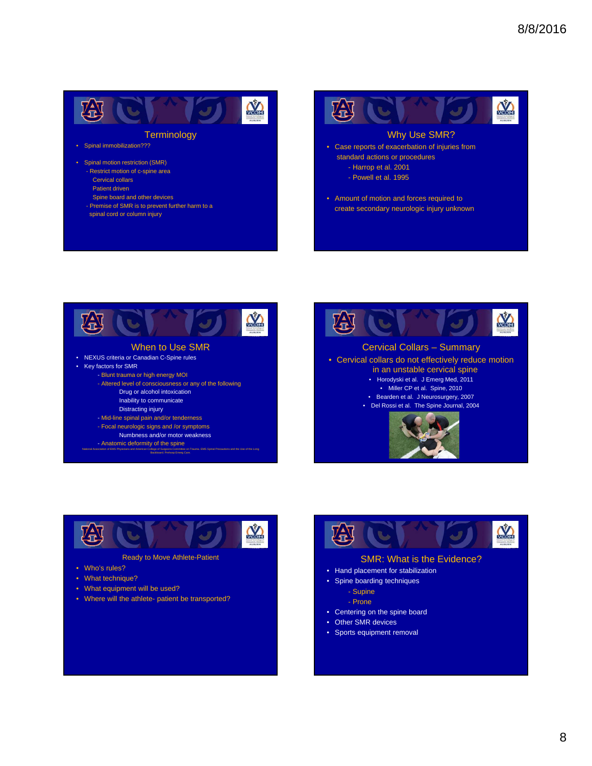## Terminology

- Spinal immobilization???
- Spinal motion restriction (SMR)
  - Restrict motion of c-spine area
    - Cervical collars
    - Patient driven
    - Spine board and other devices
  - Premise of SMR is to prevent further harm to a spinal cord or column injury

## Why Use SMR?

- Case reports of exacerbation of injuries from standard actions or procedures
  - Harrop et al. 2001
  - Powell et al. 1995
- Amount of motion and forces required to create secondary neurologic injury unknown

## When to Use SMR

- NEXUS criteria or Canadian C-Spine rules
- Key factors for SMR
  - Blunt trauma or high energy MOI
  - Altered level of consciousness or any of the following
    - Drug or alcohol intoxication
    - Inability to communicate
    - Distracting injury
  - Mid-line spinal pain and/or tenderness
  - Focal neurologic signs and /or symptoms
    - Numbness and/or motor weakness
  - Anatomic deformity of the spine

National Association of EMS Physicians and American College of Surgeons Committee on Trauma. EMS Spinal Precautions and the Use of the Long Backboard. Prehosp Emerg Care.

## Cervical Collars – Summary

- Cervical collars do not effectively reduce motion in an unstable cervical spine
  - Horodyski et al. J Emerg Med, 2011
  - Miller CP et al. Spine, 2010
  - Bearden et al. J Neurosurgery, 2007
  - Del Rossi et al. The Spine Journal, 2004

## Ready to Move Athlete-Patient

- Who's rules?
- What technique?
- What equipment will be used?
- Where will the athlete- patient be transported?

## SMR: What is the Evidence?

- Hand placement for stabilization
- Spine boarding techniques
  - Supine
  - Prone
- Centering on the spine board
- Other SMR devices
- Sports equipment removal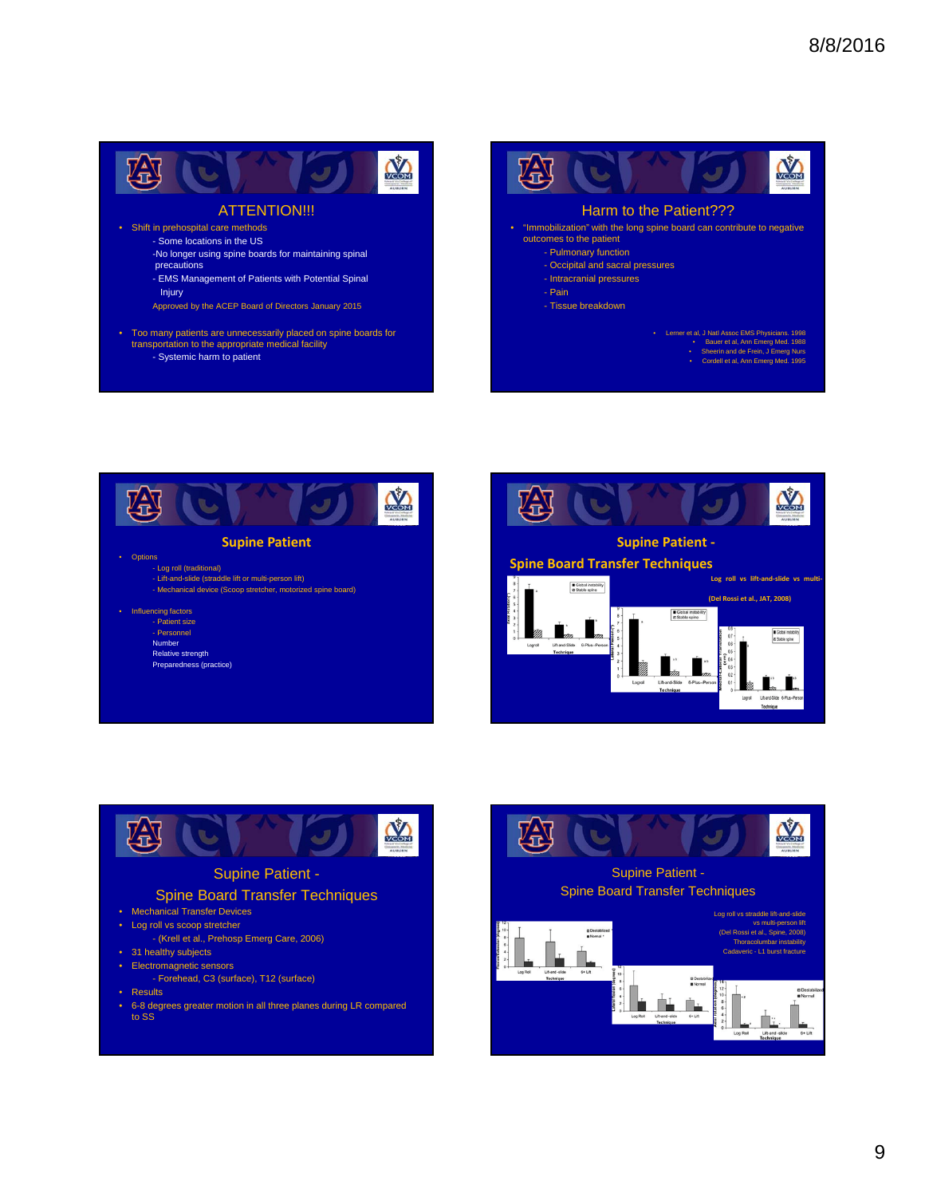## ATTENTION!!!

- Shift in prehospital care methods
  - Some locations in the US
  - No longer using spine boards for maintaining spinal precautions
  - EMS Management of Patients with Potential Spinal Injury

  Approved by the ACEP Board of Directors January 2015

- Too many patients are unnecessarily placed on spine boards for transportation to the appropriate medical facility
  - Systemic harm to patient

## Harm to the Patient???

- "Immobilization" with the long spine board can contribute to negative outcomes to the patient
  - Pulmonary function
  - Occipital and sacral pressures
  - Intracranial pressures
  - Pain
  - Tissue breakdown

- Lerner et al, J Natl Assoc EMS Physicians. 1998
- Bauer et al, Ann Emerg Med. 1988
- Sheerin and de Frein, J Emerg Nurs
- Cordell et al, Ann Emerg Med. 1995

## Supine Patient

- Options
  - Log roll (traditional)
  - Lift-and-slide (straddle lift or multi-person lift)
  - Mechanical device (Scoop stretcher, motorized spine board)
- Influencing factors
  - Patient size
  - Personnel
    - Number
    - Relative strength
    - Preparedness (practice)

## Supine Patient - Spine Board Transfer Techniques

Log roll vs lift-and-slide vs multi-

(Del Rossi et al., JAT, 2008)

## Supine Patient - Spine Board Transfer Techniques

- Mechanical Transfer Devices
- Log roll vs scoop stretcher
  - (Krell et al., Prehosp Emerg Care, 2006)
- 31 healthy subjects
- Electromagnetic sensors
  - Forehead, C3 (surface), T12 (surface)
- Results
- 6-8 degrees greater motion in all three planes during LR compared to SS

## Supine Patient - Spine Board Transfer Techniques

Log roll vs straddle lift-and-slide vs multi-person lift

(Del Rossi et al., Spine, 2008)

Thoracolumbar instability

Cadaveric - L1 burst fracture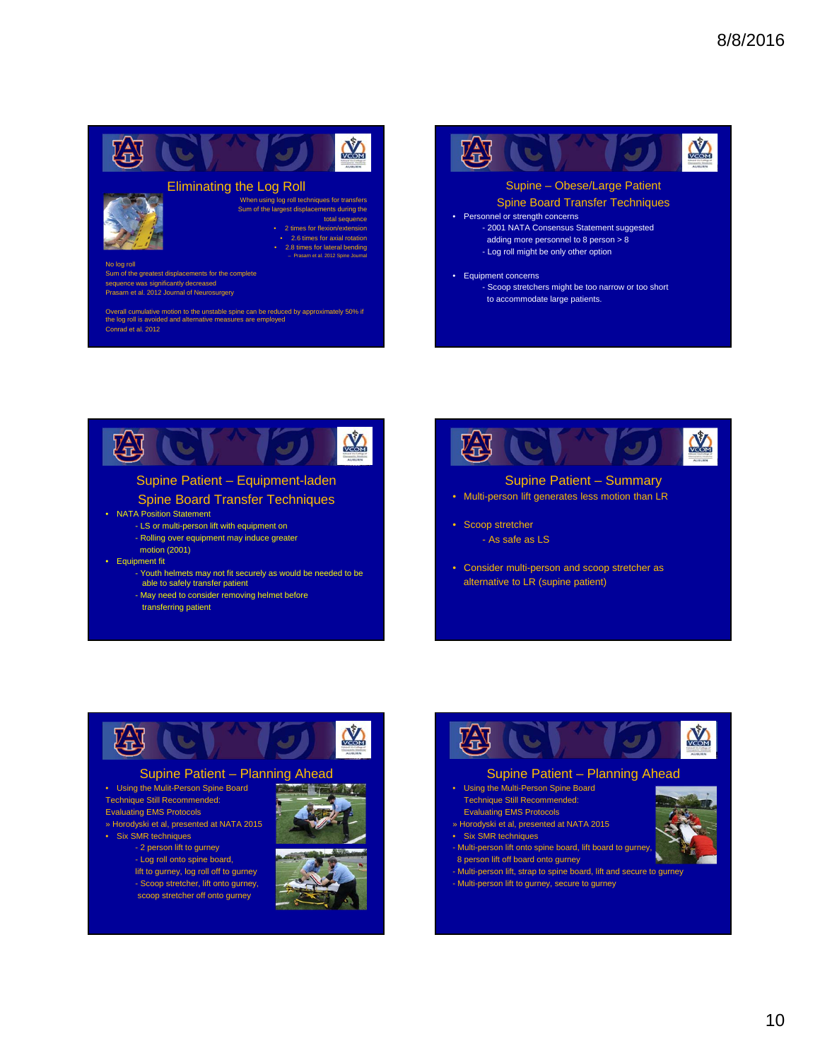## Eliminating the Log Roll

When using log roll techniques for transfers
Sum of the largest displacements during the total sequence
- 2 times for flexion/extension
- 2.6 times for axial rotation
- 2.8 times for lateral bending
  – Prasarn et al. 2012 Spine Journal

No log roll
Sum of the greatest displacements for the complete sequence was significantly decreased
Prasarn et al. 2012 Journal of Neurosurgery

Overall cumulative motion to the unstable spine can be reduced by approximately 50% if the log roll is avoided and alternative measures are employed
Conrad et al. 2012

## Supine – Obese/Large Patient Spine Board Transfer Techniques

- Personnel or strength concerns
  - 2001 NATA Consensus Statement suggested adding more personnel to 8 person > 8
  - Log roll might be only other option
- Equipment concerns
  - Scoop stretchers might be too narrow or too short to accommodate large patients.

## Supine Patient – Equipment-laden Spine Board Transfer Techniques

- NATA Position Statement
  - LS or multi-person lift with equipment on
  - Rolling over equipment may induce greater motion (2001)
- Equipment fit
  - Youth helmets may not fit securely as would be needed to be able to safely transfer patient
  - May need to consider removing helmet before transferring patient

## Supine Patient – Summary

- Multi-person lift generates less motion than LR
- Scoop stretcher
  - As safe as LS
- Consider multi-person and scoop stretcher as alternative to LR (supine patient)

## Supine Patient – Planning Ahead

- Using the Mulit-Person Spine Board Technique Still Recommended: Evaluating EMS Protocols
  » Horodyski et al, presented at NATA 2015
- Six SMR techniques
  - 2 person lift to gurney
  - Log roll onto spine board, lift to gurney, log roll off to gurney
  - Scoop stretcher, lift onto gurney, scoop stretcher off onto gurney

## Supine Patient – Planning Ahead

- Using the Multi-Person Spine Board Technique Still Recommended: Evaluating EMS Protocols
  » Horodyski et al, presented at NATA 2015
- Six SMR techniques
  - Multi-person lift onto spine board, lift board to gurney, 8 person lift off board onto gurney
  - Multi-person lift, strap to spine board, lift and secure to gurney
  - Multi-person lift to gurney, secure to gurney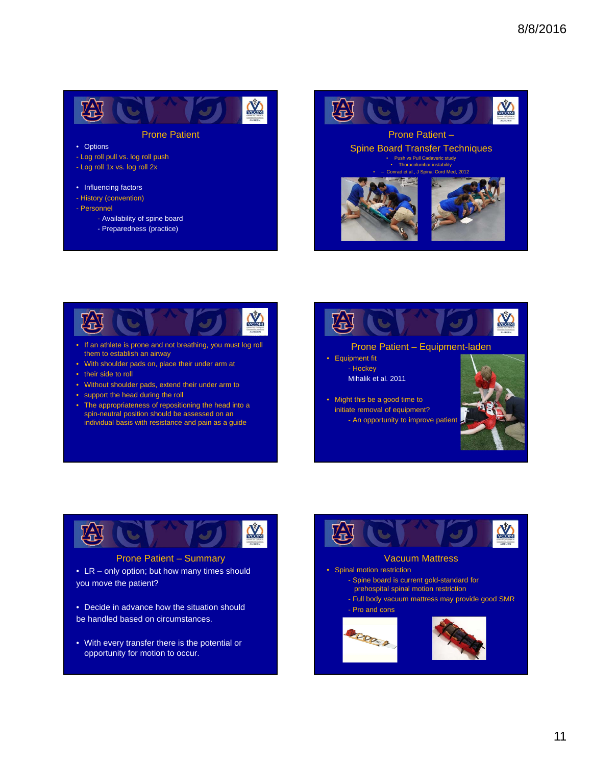## Prone Patient

- Options
- Log roll pull vs. log roll push
- Log roll 1x vs. log roll 2x

- Influencing factors
- History (convention)
- Personnel
  - Availability of spine board
  - Preparedness (practice)

## Prone Patient – Spine Board Transfer Techniques

- Push vs Pull Cadaveric study
  - Thoracolumbar instability
- – Conrad et al., J Spinal Cord Med, 2012

---

- If an athlete is prone and not breathing, you must log roll them to establish an airway
- With shoulder pads on, place their under arm at
- their side to roll
- Without shoulder pads, extend their under arm to
- support the head during the roll
- The appropriateness of repositioning the head into a spin-neutral position should be assessed on an individual basis with resistance and pain as a guide

## Prone Patient – Equipment-laden

- Equipment fit
  - Hockey
  - Mihalik et al. 2011

- Might this be a good time to initiate removal of equipment?
  - An opportunity to improve patient

## Prone Patient – Summary

- LR – only option; but how many times should you move the patient?

- Decide in advance how the situation should be handled based on circumstances.

- With every transfer there is the potential or opportunity for motion to occur.

## Vacuum Mattress

- Spinal motion restriction
  - Spine board is current gold-standard for prehospital spinal motion restriction
  - Full body vacuum mattress may provide good SMR
  - Pro and cons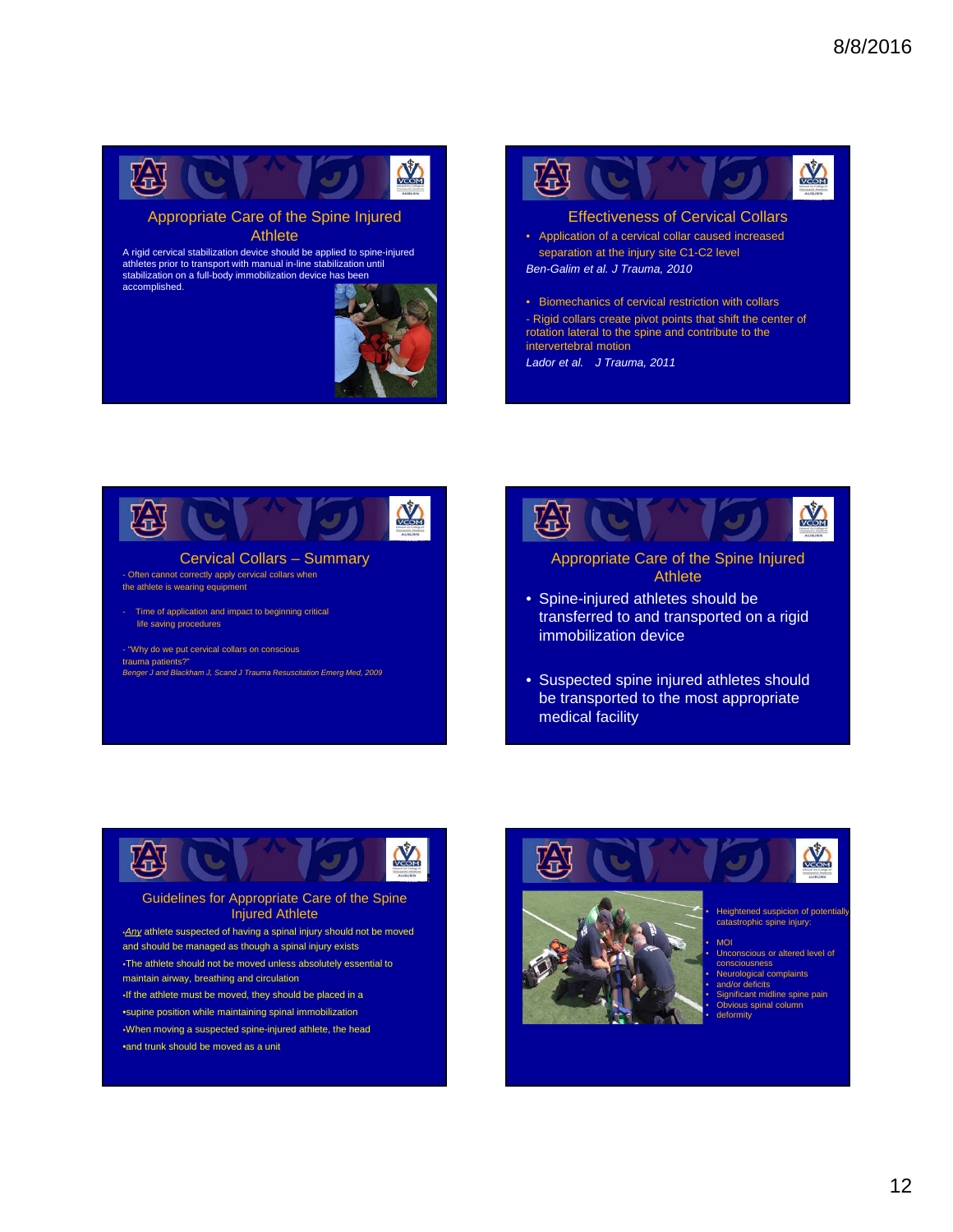## Appropriate Care of the Spine Injured Athlete

A rigid cervical stabilization device should be applied to spine-injured athletes prior to transport with manual in-line stabilization until stabilization on a full-body immobilization device has been accomplished.

## Effectiveness of Cervical Collars

- Application of a cervical collar caused increased separation at the injury site C1-C2 level

*Ben-Galim et al. J Trauma, 2010*

- Biomechanics of cervical restriction with collars

- Rigid collars create pivot points that shift the center of rotation lateral to the spine and contribute to the intervertebral motion

*Lador et al. J Trauma, 2011*

## Cervical Collars – Summary

- Often cannot correctly apply cervical collars when the athlete is wearing equipment

- Time of application and impact to beginning critical life saving procedures

- "Why do we put cervical collars on conscious trauma patients?"

*Benger J and Blackham J, Scand J Trauma Resuscitation Emerg Med, 2009*

## Appropriate Care of the Spine Injured Athlete

- Spine-injured athletes should be transferred to and transported on a rigid immobilization device
- Suspected spine injured athletes should be transported to the most appropriate medical facility

## Guidelines for Appropriate Care of the Spine Injured Athlete

- *Any* athlete suspected of having a spinal injury should not be moved and should be managed as though a spinal injury exists
- The athlete should not be moved unless absolutely essential to maintain airway, breathing and circulation
- If the athlete must be moved, they should be placed in a
- supine position while maintaining spinal immobilization
- When moving a suspected spine-injured athlete, the head
- and trunk should be moved as a unit

---

- Heightened suspicion of potentially catastrophic spine injury:
- MOI
- Unconscious or altered level of consciousness
- Neurological complaints
- and/or deficits
- Significant midline spine pain
- Obvious spinal column
- deformity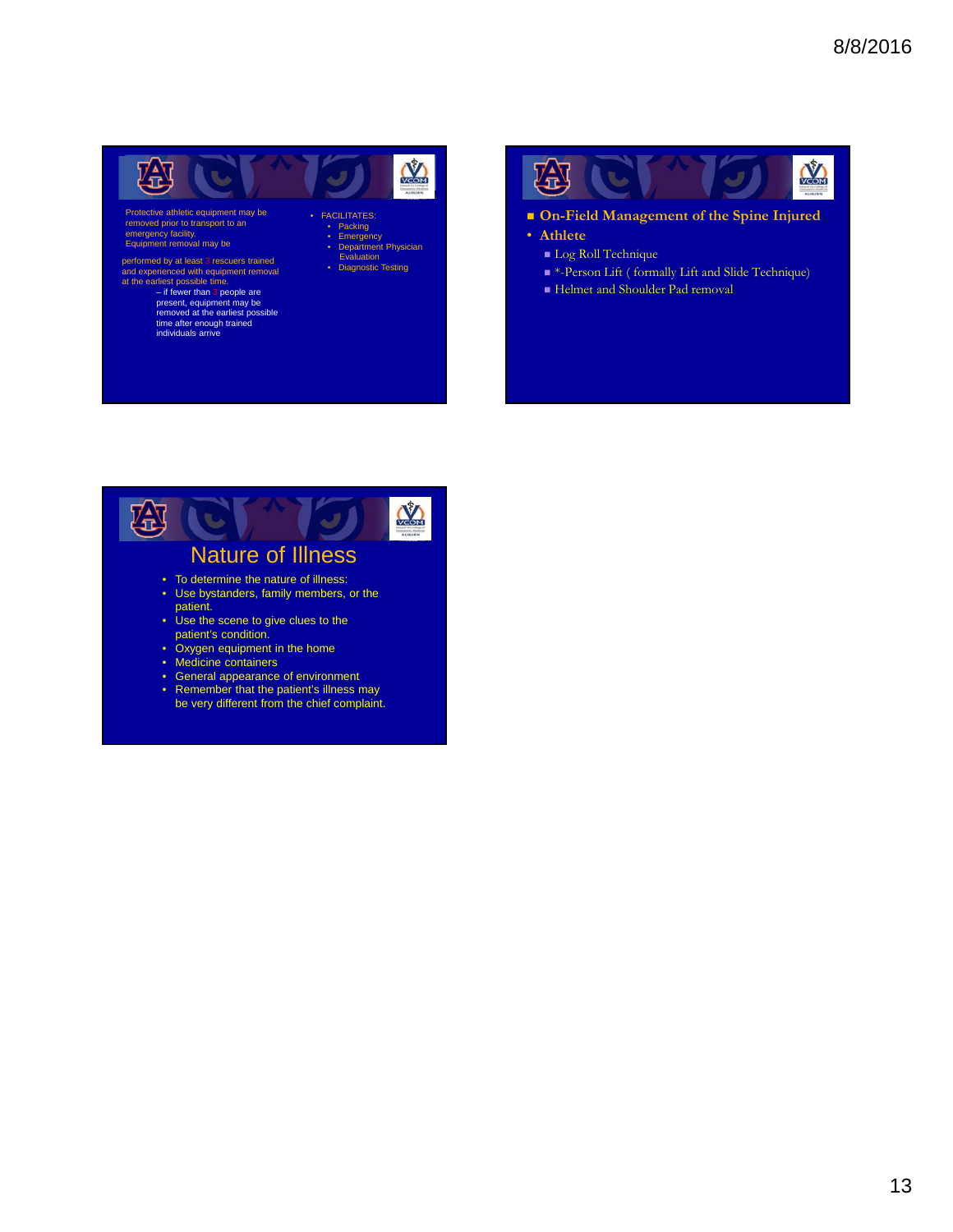Protective athletic equipment may be removed prior to transport to an emergency facility.
Equipment removal may be

performed by at least 3 rescuers trained and experienced with equipment removal at the earliest possible time.

– if fewer than 3 people are present, equipment may be removed at the earliest possible time after enough trained individuals arrive

- FACILITATES:
  - Packing
  - Emergency
  - Department Physician Evaluation
  - Diagnostic Testing

- **On-Field Management of the Spine Injured**
- **Athlete**
  - Log Roll Technique
  - *-Person Lift ( formally Lift and Slide Technique)
  - Helmet and Shoulder Pad removal

## Nature of Illness

- To determine the nature of illness:
- Use bystanders, family members, or the patient.
- Use the scene to give clues to the patient's condition.
- Oxygen equipment in the home
- Medicine containers
- General appearance of environment
- Remember that the patient's illness may be very different from the chief complaint.